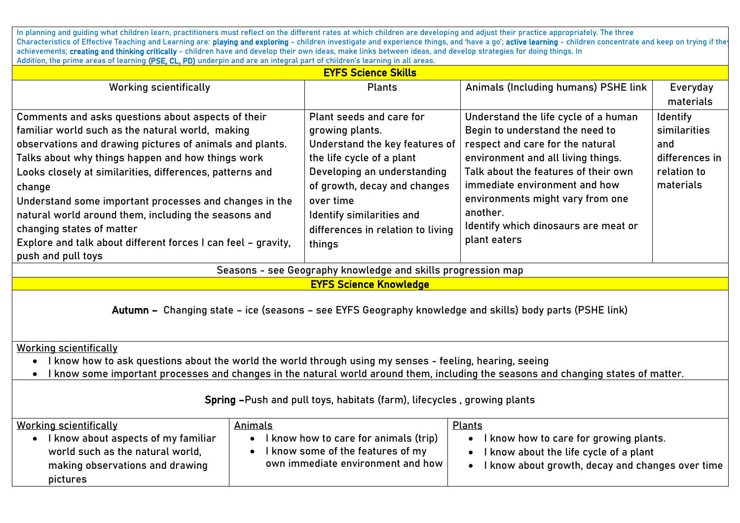In planning and guiding what children learn, practitioners must reflect on the different rates at which children are developing and adjust their practice appropriately. The three Characteristics of Effective Teaching and Learning are: **playing and exploring** - children investigate and experience things, and 'have a go'; **active learning** - children concentrate and keep on trying if they achievements; **creating and thinking critically** - children have and develop their own ideas, make links between ideas, and develop strategies for doing things. In Addition, the prime areas of learning **(PSE, CL, PD)** underpin and are an integral part of children's learning in all areas.

## EYFS Science Skills

| Working scientifically | Plants | Animals (Including humans) PSHE link | Everyday materials |
|---|---|---|---|
| Comments and asks questions about aspects of their familiar world such as the natural world, making observations and drawing pictures of animals and plants.<br>Talks about why things happen and how things work<br>Looks closely at similarities, differences, patterns and change<br>Understand some important processes and changes in the natural world around them, including the seasons and changing states of matter<br>Explore and talk about different forces I can feel – gravity, push and pull toys | Plant seeds and care for growing plants.<br>Understand the key features of the life cycle of a plant<br>Developing an understanding of growth, decay and changes over time<br>Identify similarities and differences in relation to living things | Understand the life cycle of a human<br>Begin to understand the need to respect and care for the natural environment and all living things.<br>Talk about the features of their own immediate environment and how environments might vary from one another.<br>Identify which dinosaurs are meat or plant eaters | Identify similarities and differences in relation to materials |

Seasons - see Geography knowledge and skills progression map

## EYFS Science Knowledge

**Autumn –** Changing state – ice (seasons – see EYFS Geography knowledge and skills) body parts (PSHE link)

Working scientifically

- I know how to ask questions about the world the world through using my senses - feeling, hearing, seeing
- I know some important processes and changes in the natural world around them, including the seasons and changing states of matter.

**Spring –**Push and pull toys, habitats (farm), lifecycles , growing plants

| Working scientifically | Animals | Plants |
|---|---|---|
| • I know about aspects of my familiar world such as the natural world, making observations and drawing pictures | • I know how to care for animals (trip)<br>• I know some of the features of my own immediate environment and how | • I know how to care for growing plants.<br>• I know about the life cycle of a plant<br>• I know about growth, decay and changes over time |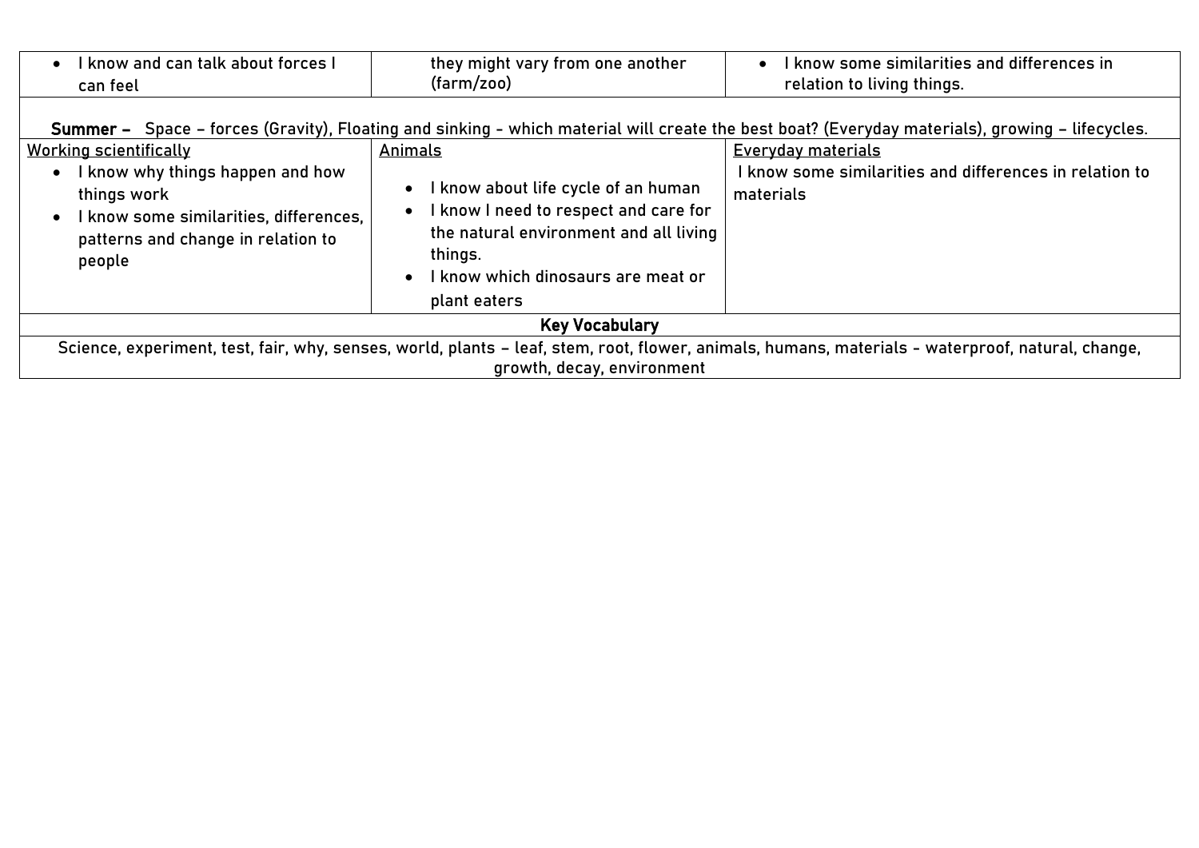| | | |
|---|---|---|
| • I know and can talk about forces I can feel | they might vary from one another (farm/zoo) | • I know some similarities and differences in relation to living things. |
| **Summer –** Space – forces (Gravity), Floating and sinking - which material will create the best boat? (Everyday materials), growing – lifecycles. | | |
| <u>Working scientifically</u><br>• I know why things happen and how things work<br>• I know some similarities, differences, patterns and change in relation to people | <u>Animals</u><br>• I know about life cycle of an human<br>• I know I need to respect and care for the natural environment and all living things.<br>• I know which dinosaurs are meat or plant eaters | <u>Everyday materials</u><br>I know some similarities and differences in relation to materials |
| **Key Vocabulary** | | |
| Science, experiment, test, fair, why, senses, world, plants – leaf, stem, root, flower, animals, humans, materials - waterproof, natural, change, growth, decay, environment | | |